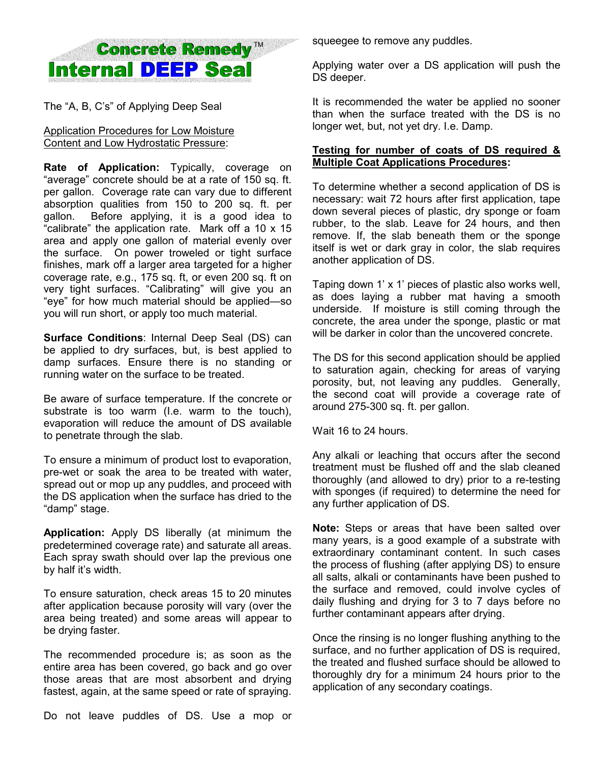# Concrete Remedy™ Internal DEEP Seal

The "A, B, C's" of Applying Deep Seal

Application Procedures for Low Moisture Content and Low Hydrostatic Pressure:

**Rate of Application:** Typically, coverage on "average" concrete should be at a rate of 150 sq. ft. per gallon. Coverage rate can vary due to different absorption qualities from 150 to 200 sq. ft. per gallon. Before applying, it is a good idea to "calibrate" the application rate. Mark off a 10 x 15 area and apply one gallon of material evenly over the surface. On power troweled or tight surface finishes, mark off a larger area targeted for a higher coverage rate, e.g., 175 sq. ft, or even 200 sq. ft on very tight surfaces. "Calibrating" will give you an "eye" for how much material should be applied—so you will run short, or apply too much material.

**Surface Conditions**: Internal Deep Seal (DS) can be applied to dry surfaces, but, is best applied to damp surfaces. Ensure there is no standing or running water on the surface to be treated.

Be aware of surface temperature. If the concrete or substrate is too warm (I.e. warm to the touch), evaporation will reduce the amount of DS available to penetrate through the slab.

To ensure a minimum of product lost to evaporation, pre-wet or soak the area to be treated with water, spread out or mop up any puddles, and proceed with the DS application when the surface has dried to the "damp" stage.

**Application:** Apply DS liberally (at minimum the predetermined coverage rate) and saturate all areas. Each spray swath should over lap the previous one by half it's width.

To ensure saturation, check areas 15 to 20 minutes after application because porosity will vary (over the area being treated) and some areas will appear to be drying faster.

The recommended procedure is; as soon as the entire area has been covered, go back and go over those areas that are most absorbent and drying fastest, again, at the same speed or rate of spraying.

Do not leave puddles of DS. Use a mop or squeegee to remove any puddles.

Applying water over a DS application will push the DS deeper.

It is recommended the water be applied no sooner than when the surface treated with the DS is no longer wet, but, not yet dry. I.e. Damp.

**Testing for number of coats of DS required & Multiple Coat Applications Procedures:**

To determine whether a second application of DS is necessary: wait 72 hours after first application, tape down several pieces of plastic, dry sponge or foam rubber, to the slab. Leave for 24 hours, and then remove. If, the slab beneath them or the sponge itself is wet or dark gray in color, the slab requires another application of DS.

Taping down 1' x 1' pieces of plastic also works well, as does laying a rubber mat having a smooth underside. If moisture is still coming through the concrete, the area under the sponge, plastic or mat will be darker in color than the uncovered concrete.

The DS for this second application should be applied to saturation again, checking for areas of varying porosity, but, not leaving any puddles. Generally, the second coat will provide a coverage rate of around 275-300 sq. ft. per gallon.

Wait 16 to 24 hours.

Any alkali or leaching that occurs after the second treatment must be flushed off and the slab cleaned thoroughly (and allowed to dry) prior to a re-testing with sponges (if required) to determine the need for any further application of DS.

**Note:** Steps or areas that have been salted over many years, is a good example of a substrate with extraordinary contaminant content. In such cases the process of flushing (after applying DS) to ensure all salts, alkali or contaminants have been pushed to the surface and removed, could involve cycles of daily flushing and drying for 3 to 7 days before no further contaminant appears after drying.

Once the rinsing is no longer flushing anything to the surface, and no further application of DS is required, the treated and flushed surface should be allowed to thoroughly dry for a minimum 24 hours prior to the application of any secondary coatings.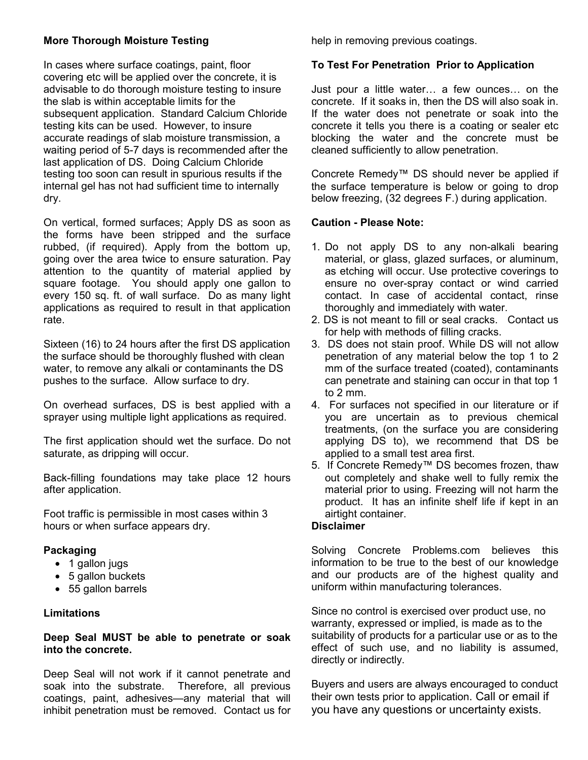**More Thorough Moisture Testing**

In cases where surface coatings, paint, floor covering etc will be applied over the concrete, it is advisable to do thorough moisture testing to insure the slab is within acceptable limits for the subsequent application. Standard Calcium Chloride testing kits can be used. However, to insure accurate readings of slab moisture transmission, a waiting period of 5-7 days is recommended after the last application of DS. Doing Calcium Chloride testing too soon can result in spurious results if the internal gel has not had sufficient time to internally dry.

On vertical, formed surfaces; Apply DS as soon as the forms have been stripped and the surface rubbed, (if required). Apply from the bottom up, going over the area twice to ensure saturation. Pay attention to the quantity of material applied by square footage. You should apply one gallon to every 150 sq. ft. of wall surface. Do as many light applications as required to result in that application rate.

Sixteen (16) to 24 hours after the first DS application the surface should be thoroughly flushed with clean water, to remove any alkali or contaminants the DS pushes to the surface. Allow surface to dry.

On overhead surfaces, DS is best applied with a sprayer using multiple light applications as required.

The first application should wet the surface. Do not saturate, as dripping will occur.

Back-filling foundations may take place 12 hours after application.

Foot traffic is permissible in most cases within 3 hours or when surface appears dry.

**Packaging**

- 1 gallon jugs
- 5 gallon buckets
- 55 gallon barrels

**Limitations**

**Deep Seal MUST be able to penetrate or soak into the concrete.**

Deep Seal will not work if it cannot penetrate and soak into the substrate. Therefore, all previous coatings, paint, adhesives—any material that will inhibit penetration must be removed. Contact us for help in removing previous coatings.

**To Test For Penetration Prior to Application**

Just pour a little water… a few ounces… on the concrete. If it soaks in, then the DS will also soak in. If the water does not penetrate or soak into the concrete it tells you there is a coating or sealer etc blocking the water and the concrete must be cleaned sufficiently to allow penetration.

Concrete Remedy™ DS should never be applied if the surface temperature is below or going to drop below freezing, (32 degrees F.) during application.

**Caution - Please Note:**

1. Do not apply DS to any non-alkali bearing material, or glass, glazed surfaces, or aluminum, as etching will occur. Use protective coverings to ensure no over-spray contact or wind carried contact. In case of accidental contact, rinse thoroughly and immediately with water.
2. DS is not meant to fill or seal cracks. Contact us for help with methods of filling cracks.
3. DS does not stain proof. While DS will not allow penetration of any material below the top 1 to 2 mm of the surface treated (coated), contaminants can penetrate and staining can occur in that top 1 to 2 mm.
4. For surfaces not specified in our literature or if you are uncertain as to previous chemical treatments, (on the surface you are considering applying DS to), we recommend that DS be applied to a small test area first.
5. If Concrete Remedy™ DS becomes frozen, thaw out completely and shake well to fully remix the material prior to using. Freezing will not harm the product. It has an infinite shelf life if kept in an airtight container.

**Disclaimer**

Solving Concrete Problems.com believes this information to be true to the best of our knowledge and our products are of the highest quality and uniform within manufacturing tolerances.

Since no control is exercised over product use, no warranty, expressed or implied, is made as to the suitability of products for a particular use or as to the effect of such use, and no liability is assumed, directly or indirectly.

Buyers and users are always encouraged to conduct their own tests prior to application. Call or email if you have any questions or uncertainty exists.